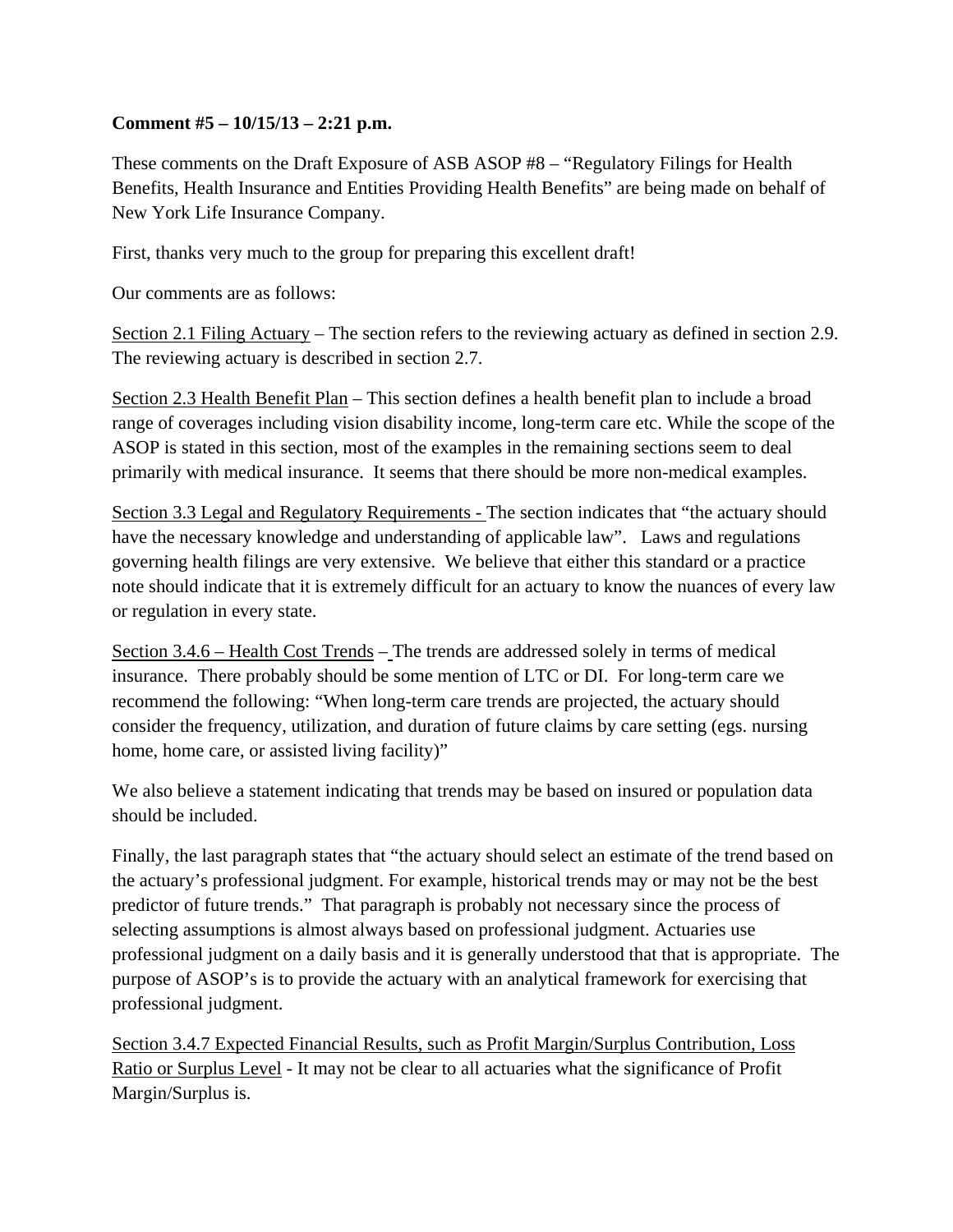**Comment #5 – 10/15/13 – 2:21 p.m.**

These comments on the Draft Exposure of ASB ASOP #8 – "Regulatory Filings for Health Benefits, Health Insurance and Entities Providing Health Benefits" are being made on behalf of New York Life Insurance Company.

First, thanks very much to the group for preparing this excellent draft!

Our comments are as follows:

Section 2.1 Filing Actuary – The section refers to the reviewing actuary as defined in section 2.9. The reviewing actuary is described in section 2.7.

Section 2.3 Health Benefit Plan – This section defines a health benefit plan to include a broad range of coverages including vision disability income, long-term care etc. While the scope of the ASOP is stated in this section, most of the examples in the remaining sections seem to deal primarily with medical insurance. It seems that there should be more non-medical examples.

Section 3.3 Legal and Regulatory Requirements - The section indicates that "the actuary should have the necessary knowledge and understanding of applicable law". Laws and regulations governing health filings are very extensive. We believe that either this standard or a practice note should indicate that it is extremely difficult for an actuary to know the nuances of every law or regulation in every state.

Section 3.4.6 – Health Cost Trends – The trends are addressed solely in terms of medical insurance. There probably should be some mention of LTC or DI. For long-term care we recommend the following: "When long-term care trends are projected, the actuary should consider the frequency, utilization, and duration of future claims by care setting (egs. nursing home, home care, or assisted living facility)"

We also believe a statement indicating that trends may be based on insured or population data should be included.

Finally, the last paragraph states that "the actuary should select an estimate of the trend based on the actuary's professional judgment. For example, historical trends may or may not be the best predictor of future trends." That paragraph is probably not necessary since the process of selecting assumptions is almost always based on professional judgment. Actuaries use professional judgment on a daily basis and it is generally understood that that is appropriate. The purpose of ASOP's is to provide the actuary with an analytical framework for exercising that professional judgment.

Section 3.4.7 Expected Financial Results, such as Profit Margin/Surplus Contribution, Loss Ratio or Surplus Level - It may not be clear to all actuaries what the significance of Profit Margin/Surplus is.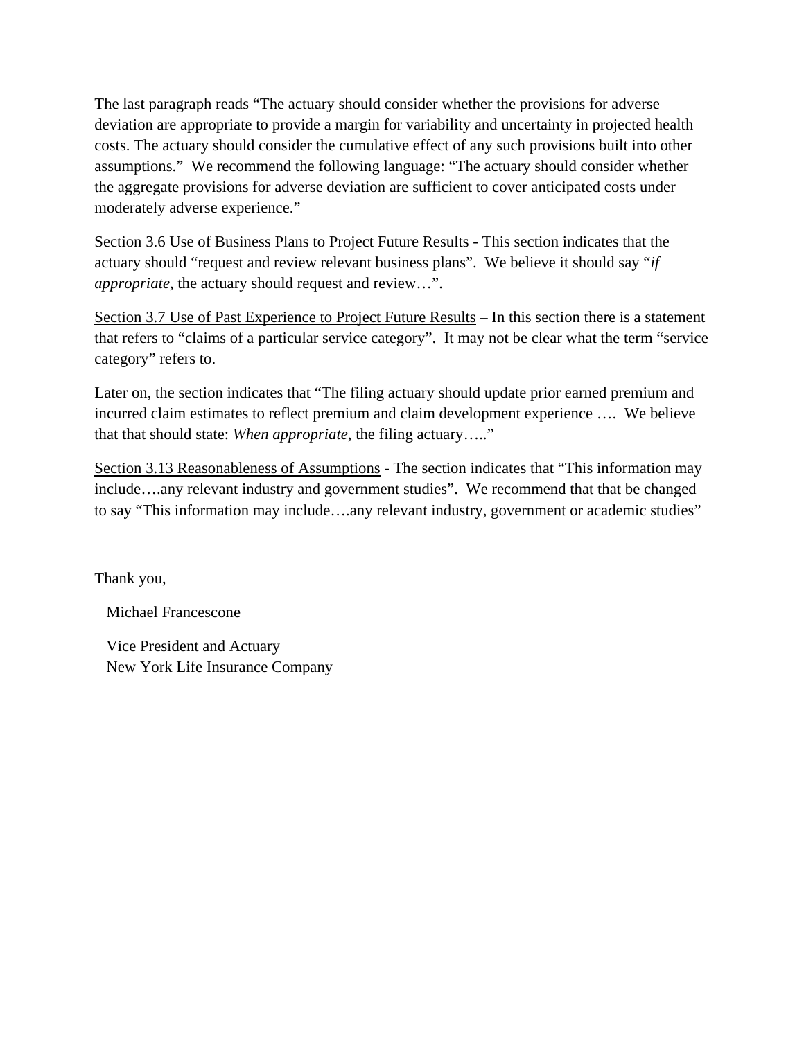The last paragraph reads "The actuary should consider whether the provisions for adverse deviation are appropriate to provide a margin for variability and uncertainty in projected health costs. The actuary should consider the cumulative effect of any such provisions built into other assumptions." We recommend the following language: "The actuary should consider whether the aggregate provisions for adverse deviation are sufficient to cover anticipated costs under moderately adverse experience."

<u>Section 3.6 Use of Business Plans to Project Future Results</u> - This section indicates that the actuary should "request and review relevant business plans". We believe it should say "*if appropriate,* the actuary should request and review…".

<u>Section 3.7 Use of Past Experience to Project Future Results</u> – In this section there is a statement that refers to "claims of a particular service category". It may not be clear what the term "service category" refers to.

Later on, the section indicates that "The filing actuary should update prior earned premium and incurred claim estimates to reflect premium and claim development experience …. We believe that that should state: *When appropriate,* the filing actuary….."

<u>Section 3.13 Reasonableness of Assumptions</u> - The section indicates that "This information may include….any relevant industry and government studies". We recommend that that be changed to say "This information may include….any relevant industry, government or academic studies"

Thank you,

Michael Francescone

Vice President and Actuary
New York Life Insurance Company